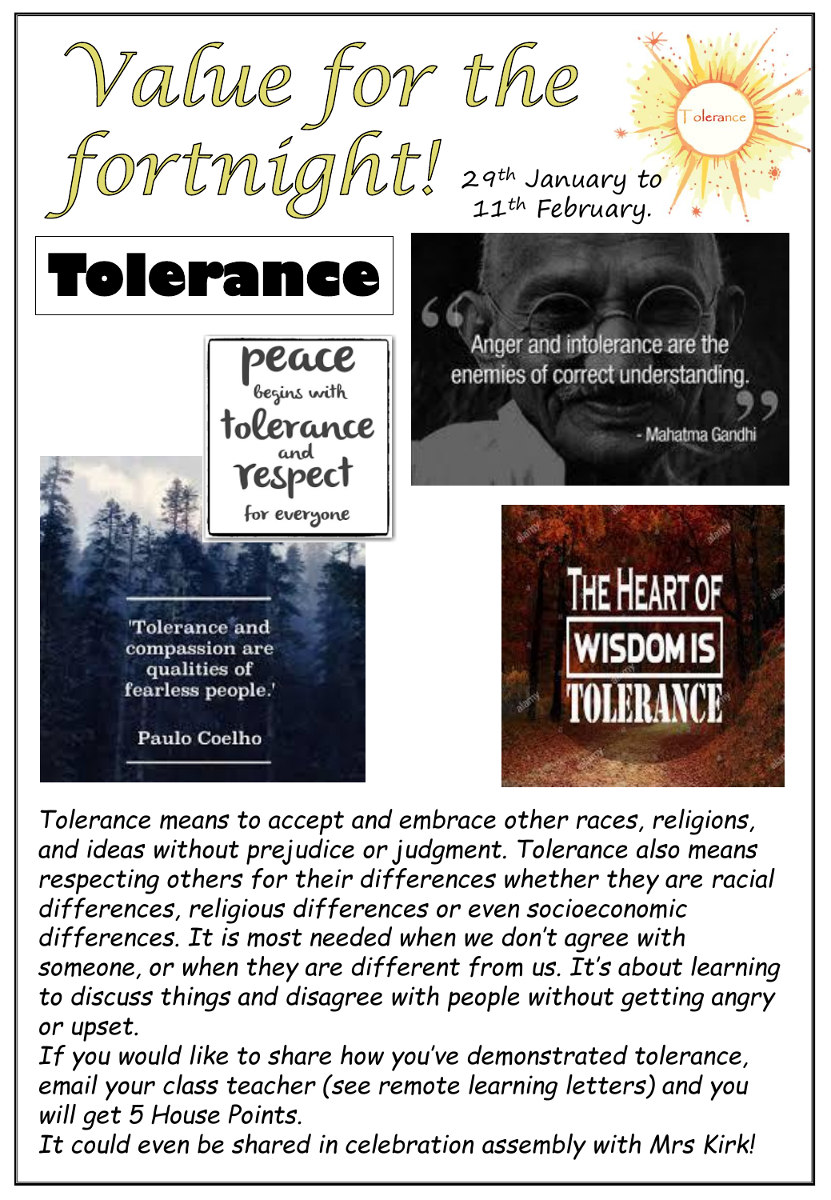# Value for the fortnight!

29th January to 11th February.

Tolerance

## Tolerance

peace begins with tolerance and respect for everyone

"Anger and intolerance are the enemies of correct understanding."
- Mahatma Gandhi

'Tolerance and compassion are qualities of fearless people.'

Paulo Coelho

THE HEART OF WISDOM IS TOLERANCE

*Tolerance means to accept and embrace other races, religions, and ideas without prejudice or judgment. Tolerance also means respecting others for their differences whether they are racial differences, religious differences or even socioeconomic differences. It is most needed when we don't agree with someone, or when they are different from us. It's about learning to discuss things and disagree with people without getting angry or upset.*

*If you would like to share how you've demonstrated tolerance, email your class teacher (see remote learning letters) and you will get 5 House Points.*

*It could even be shared in celebration assembly with Mrs Kirk!*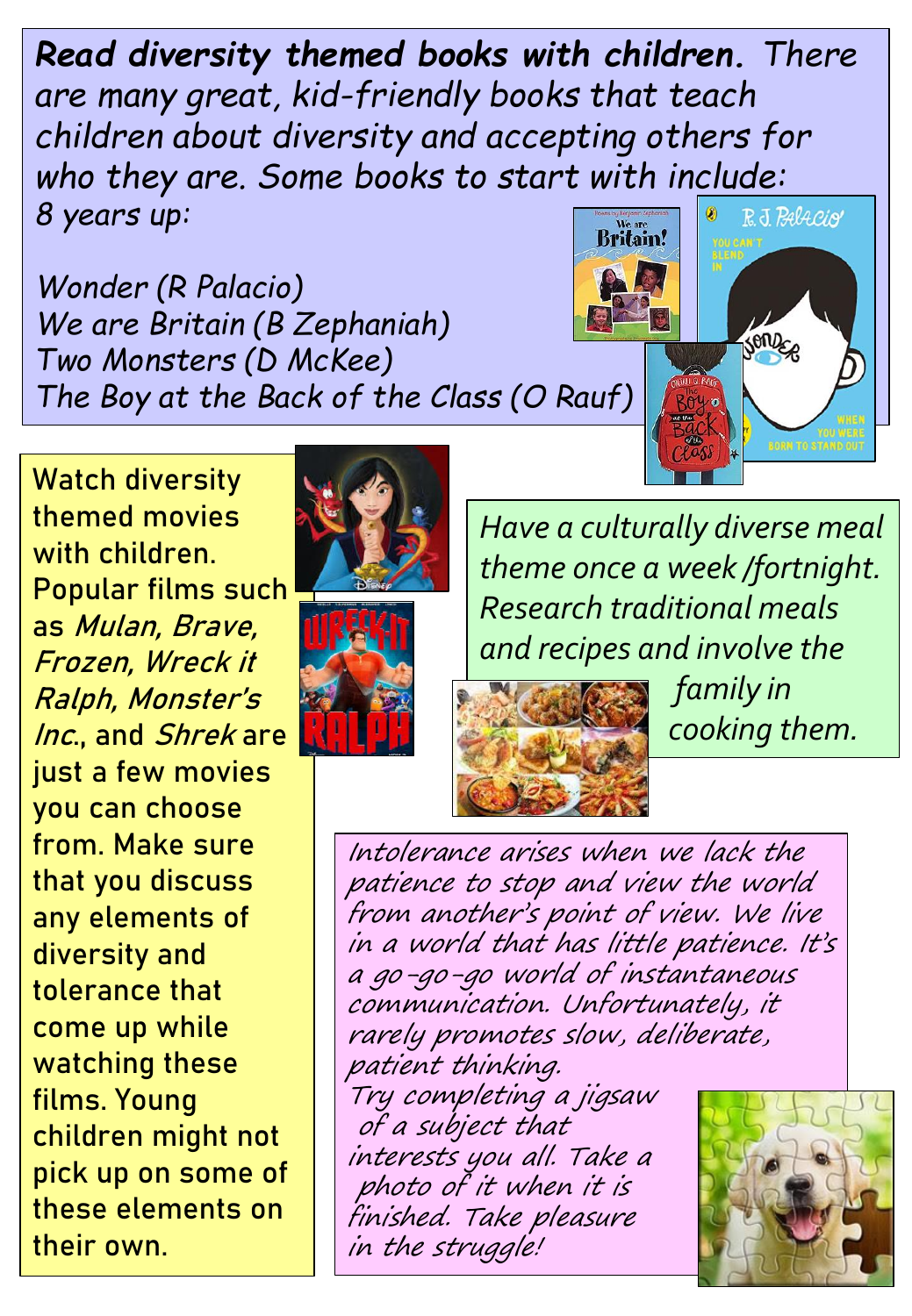***Read diversity themed books with children.*** *There are many great, kid-friendly books that teach children about diversity and accepting others for who they are. Some books to start with include:*

*8 years up:*

*Wonder (R Palacio)*
*We are Britain (B Zephaniah)*
*Two Monsters (D McKee)*
*The Boy at the Back of the Class (O Rauf)*

Watch diversity themed movies with children. Popular films such as *Mulan, Brave, Frozen, Wreck it Ralph, Monster's Inc.*, and *Shrek* are just a few movies you can choose from. Make sure that you discuss any elements of diversity and tolerance that come up while watching these films. Young children might not pick up on some of these elements on their own.

*Have a culturally diverse meal theme once a week /fortnight. Research traditional meals and recipes and involve the family in cooking them.*

*Intolerance arises when we lack the patience to stop and view the world from another's point of view. We live in a world that has little patience. It's a go-go-go world of instantaneous communication. Unfortunately, it rarely promotes slow, deliberate, patient thinking.*

*Try completing a jigsaw of a subject that interests you all. Take a photo of it when it is finished. Take pleasure in the struggle!*